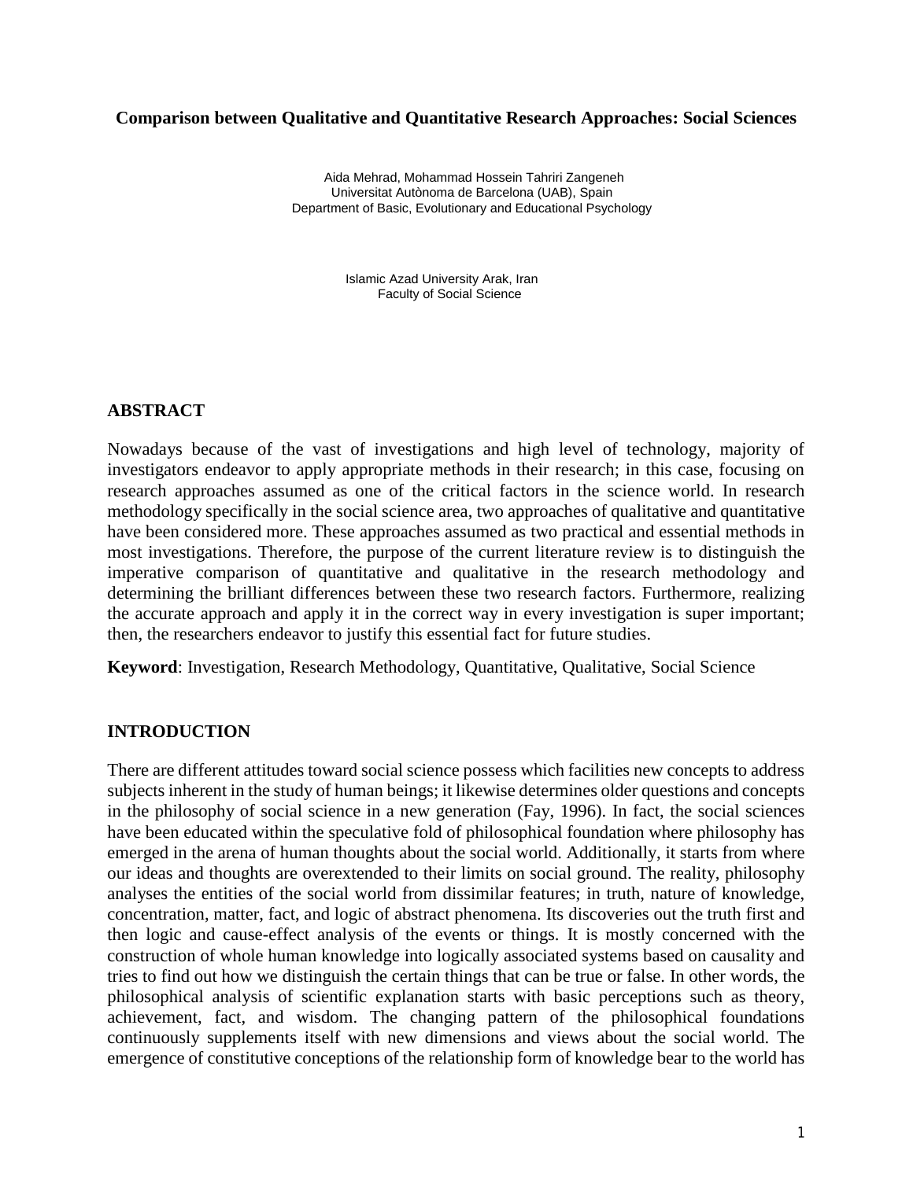# Comparison between Qualitative and Quantitative Research Approaches: Social Sciences

Aida Mehrad, Mohammad Hossein Tahriri Zangeneh
Universitat Autònoma de Barcelona (UAB), Spain
Department of Basic, Evolutionary and Educational Psychology

Islamic Azad University Arak, Iran
Faculty of Social Science

## ABSTRACT

Nowadays because of the vast of investigations and high level of technology, majority of investigators endeavor to apply appropriate methods in their research; in this case, focusing on research approaches assumed as one of the critical factors in the science world. In research methodology specifically in the social science area, two approaches of qualitative and quantitative have been considered more. These approaches assumed as two practical and essential methods in most investigations. Therefore, the purpose of the current literature review is to distinguish the imperative comparison of quantitative and qualitative in the research methodology and determining the brilliant differences between these two research factors. Furthermore, realizing the accurate approach and apply it in the correct way in every investigation is super important; then, the researchers endeavor to justify this essential fact for future studies.

**Keyword**: Investigation, Research Methodology, Quantitative, Qualitative, Social Science

## INTRODUCTION

There are different attitudes toward social science possess which facilities new concepts to address subjects inherent in the study of human beings; it likewise determines older questions and concepts in the philosophy of social science in a new generation (Fay, 1996). In fact, the social sciences have been educated within the speculative fold of philosophical foundation where philosophy has emerged in the arena of human thoughts about the social world. Additionally, it starts from where our ideas and thoughts are overextended to their limits on social ground. The reality, philosophy analyses the entities of the social world from dissimilar features; in truth, nature of knowledge, concentration, matter, fact, and logic of abstract phenomena. Its discoveries out the truth first and then logic and cause-effect analysis of the events or things. It is mostly concerned with the construction of whole human knowledge into logically associated systems based on causality and tries to find out how we distinguish the certain things that can be true or false. In other words, the philosophical analysis of scientific explanation starts with basic perceptions such as theory, achievement, fact, and wisdom. The changing pattern of the philosophical foundations continuously supplements itself with new dimensions and views about the social world. The emergence of constitutive conceptions of the relationship form of knowledge bear to the world has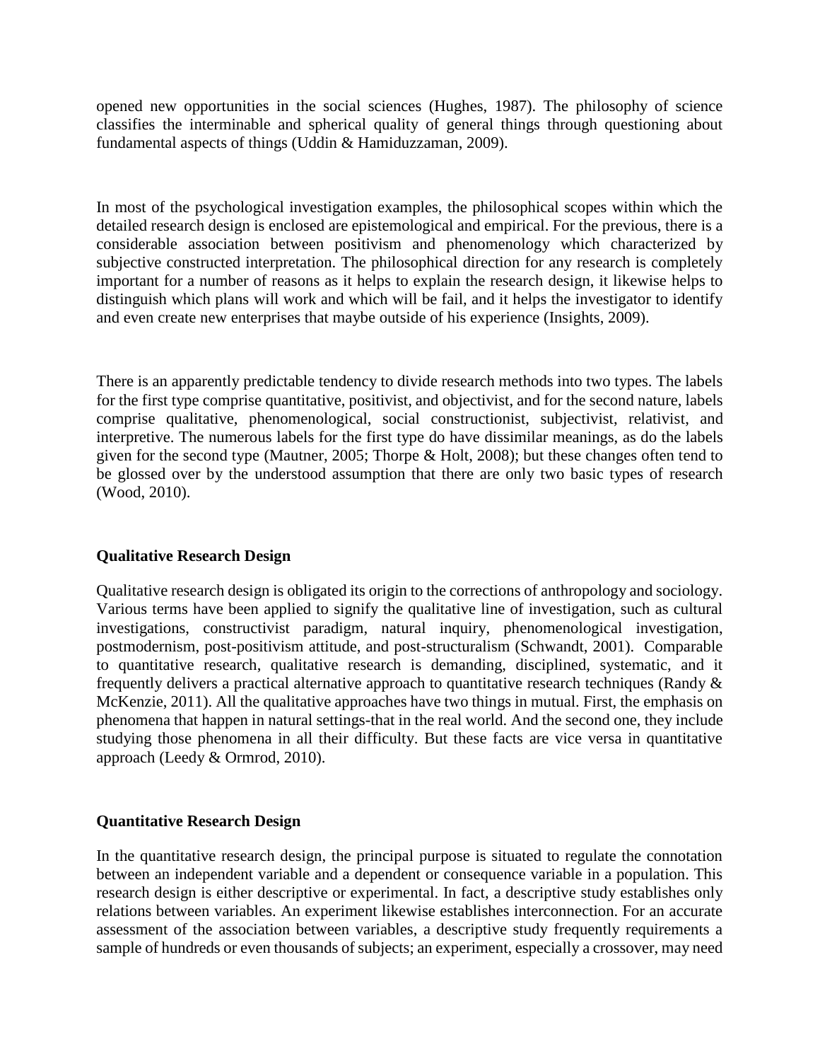opened new opportunities in the social sciences (Hughes, 1987). The philosophy of science classifies the interminable and spherical quality of general things through questioning about fundamental aspects of things (Uddin & Hamiduzzaman, 2009).

In most of the psychological investigation examples, the philosophical scopes within which the detailed research design is enclosed are epistemological and empirical. For the previous, there is a considerable association between positivism and phenomenology which characterized by subjective constructed interpretation. The philosophical direction for any research is completely important for a number of reasons as it helps to explain the research design, it likewise helps to distinguish which plans will work and which will be fail, and it helps the investigator to identify and even create new enterprises that maybe outside of his experience (Insights, 2009).

There is an apparently predictable tendency to divide research methods into two types. The labels for the first type comprise quantitative, positivist, and objectivist, and for the second nature, labels comprise qualitative, phenomenological, social constructionist, subjectivist, relativist, and interpretive. The numerous labels for the first type do have dissimilar meanings, as do the labels given for the second type (Mautner, 2005; Thorpe & Holt, 2008); but these changes often tend to be glossed over by the understood assumption that there are only two basic types of research (Wood, 2010).

**Qualitative Research Design**

Qualitative research design is obligated its origin to the corrections of anthropology and sociology. Various terms have been applied to signify the qualitative line of investigation, such as cultural investigations, constructivist paradigm, natural inquiry, phenomenological investigation, postmodernism, post-positivism attitude, and post-structuralism (Schwandt, 2001). Comparable to quantitative research, qualitative research is demanding, disciplined, systematic, and it frequently delivers a practical alternative approach to quantitative research techniques (Randy & McKenzie, 2011). All the qualitative approaches have two things in mutual. First, the emphasis on phenomena that happen in natural settings-that in the real world. And the second one, they include studying those phenomena in all their difficulty. But these facts are vice versa in quantitative approach (Leedy & Ormrod, 2010).

**Quantitative Research Design**

In the quantitative research design, the principal purpose is situated to regulate the connotation between an independent variable and a dependent or consequence variable in a population. This research design is either descriptive or experimental. In fact, a descriptive study establishes only relations between variables. An experiment likewise establishes interconnection. For an accurate assessment of the association between variables, a descriptive study frequently requirements a sample of hundreds or even thousands of subjects; an experiment, especially a crossover, may need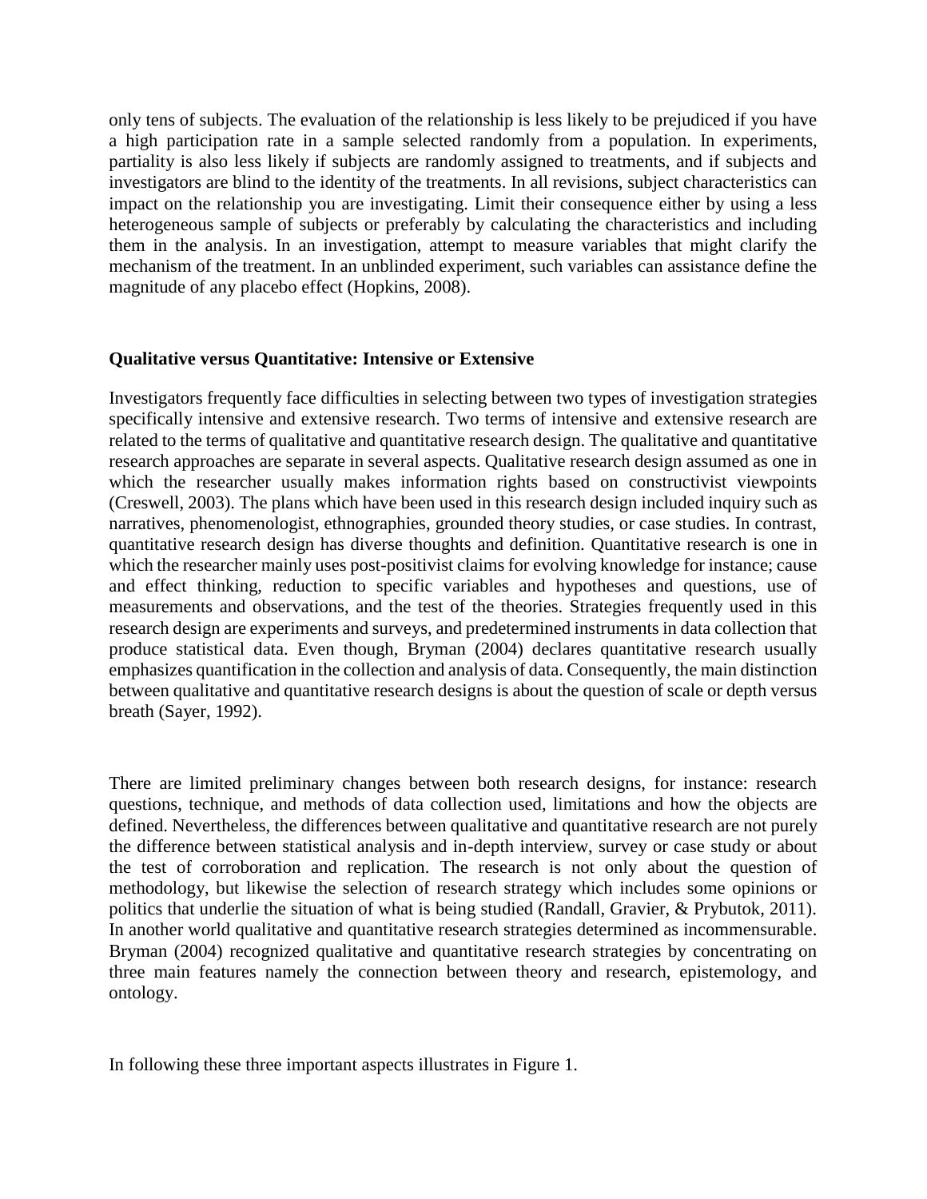only tens of subjects. The evaluation of the relationship is less likely to be prejudiced if you have a high participation rate in a sample selected randomly from a population. In experiments, partiality is also less likely if subjects are randomly assigned to treatments, and if subjects and investigators are blind to the identity of the treatments. In all revisions, subject characteristics can impact on the relationship you are investigating. Limit their consequence either by using a less heterogeneous sample of subjects or preferably by calculating the characteristics and including them in the analysis. In an investigation, attempt to measure variables that might clarify the mechanism of the treatment. In an unblinded experiment, such variables can assistance define the magnitude of any placebo effect (Hopkins, 2008).

**Qualitative versus Quantitative: Intensive or Extensive**

Investigators frequently face difficulties in selecting between two types of investigation strategies specifically intensive and extensive research. Two terms of intensive and extensive research are related to the terms of qualitative and quantitative research design. The qualitative and quantitative research approaches are separate in several aspects. Qualitative research design assumed as one in which the researcher usually makes information rights based on constructivist viewpoints (Creswell, 2003). The plans which have been used in this research design included inquiry such as narratives, phenomenologist, ethnographies, grounded theory studies, or case studies. In contrast, quantitative research design has diverse thoughts and definition. Quantitative research is one in which the researcher mainly uses post-positivist claims for evolving knowledge for instance; cause and effect thinking, reduction to specific variables and hypotheses and questions, use of measurements and observations, and the test of the theories. Strategies frequently used in this research design are experiments and surveys, and predetermined instruments in data collection that produce statistical data. Even though, Bryman (2004) declares quantitative research usually emphasizes quantification in the collection and analysis of data. Consequently, the main distinction between qualitative and quantitative research designs is about the question of scale or depth versus breath (Sayer, 1992).

There are limited preliminary changes between both research designs, for instance: research questions, technique, and methods of data collection used, limitations and how the objects are defined. Nevertheless, the differences between qualitative and quantitative research are not purely the difference between statistical analysis and in-depth interview, survey or case study or about the test of corroboration and replication. The research is not only about the question of methodology, but likewise the selection of research strategy which includes some opinions or politics that underlie the situation of what is being studied (Randall, Gravier, & Prybutok, 2011). In another world qualitative and quantitative research strategies determined as incommensurable. Bryman (2004) recognized qualitative and quantitative research strategies by concentrating on three main features namely the connection between theory and research, epistemology, and ontology.

In following these three important aspects illustrates in Figure 1.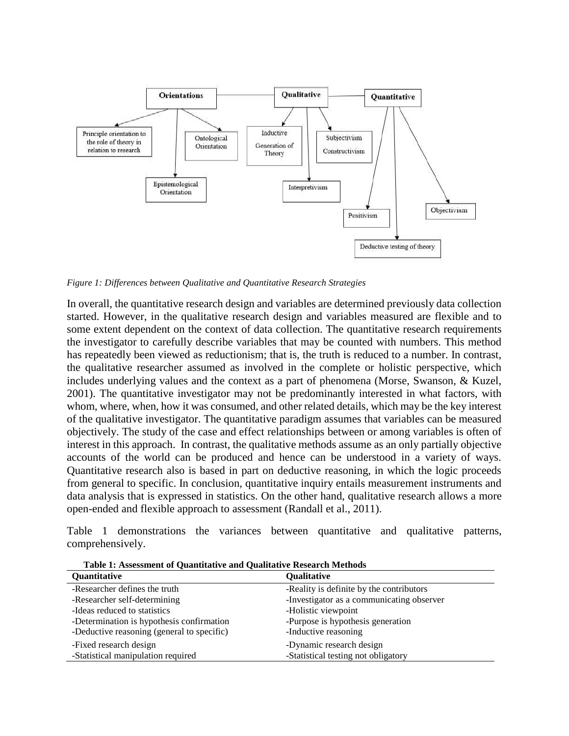*Figure 1: Differences between Qualitative and Quantitative Research Strategies*

In overall, the quantitative research design and variables are determined previously data collection started. However, in the qualitative research design and variables measured are flexible and to some extent dependent on the context of data collection. The quantitative research requirements the investigator to carefully describe variables that may be counted with numbers. This method has repeatedly been viewed as reductionism; that is, the truth is reduced to a number. In contrast, the qualitative researcher assumed as involved in the complete or holistic perspective, which includes underlying values and the context as a part of phenomena (Morse, Swanson, & Kuzel, 2001). The quantitative investigator may not be predominantly interested in what factors, with whom, where, when, how it was consumed, and other related details, which may be the key interest of the qualitative investigator. The quantitative paradigm assumes that variables can be measured objectively. The study of the case and effect relationships between or among variables is often of interest in this approach. In contrast, the qualitative methods assume as an only partially objective accounts of the world can be produced and hence can be understood in a variety of ways. Quantitative research also is based in part on deductive reasoning, in which the logic proceeds from general to specific. In conclusion, quantitative inquiry entails measurement instruments and data analysis that is expressed in statistics. On the other hand, qualitative research allows a more open-ended and flexible approach to assessment (Randall et al., 2011).

Table 1 demonstrations the variances between quantitative and qualitative patterns, comprehensively.

**Table 1: Assessment of Quantitative and Qualitative Research Methods**

| Quantitative | Qualitative |
|---|---|
| -Researcher defines the truth | -Reality is definite by the contributors |
| -Researcher self-determining | -Investigator as a communicating observer |
| -Ideas reduced to statistics | -Holistic viewpoint |
| -Determination is hypothesis confirmation | -Purpose is hypothesis generation |
| -Deductive reasoning (general to specific) | -Inductive reasoning |
| -Fixed research design | -Dynamic research design |
| -Statistical manipulation required | -Statistical testing not obligatory |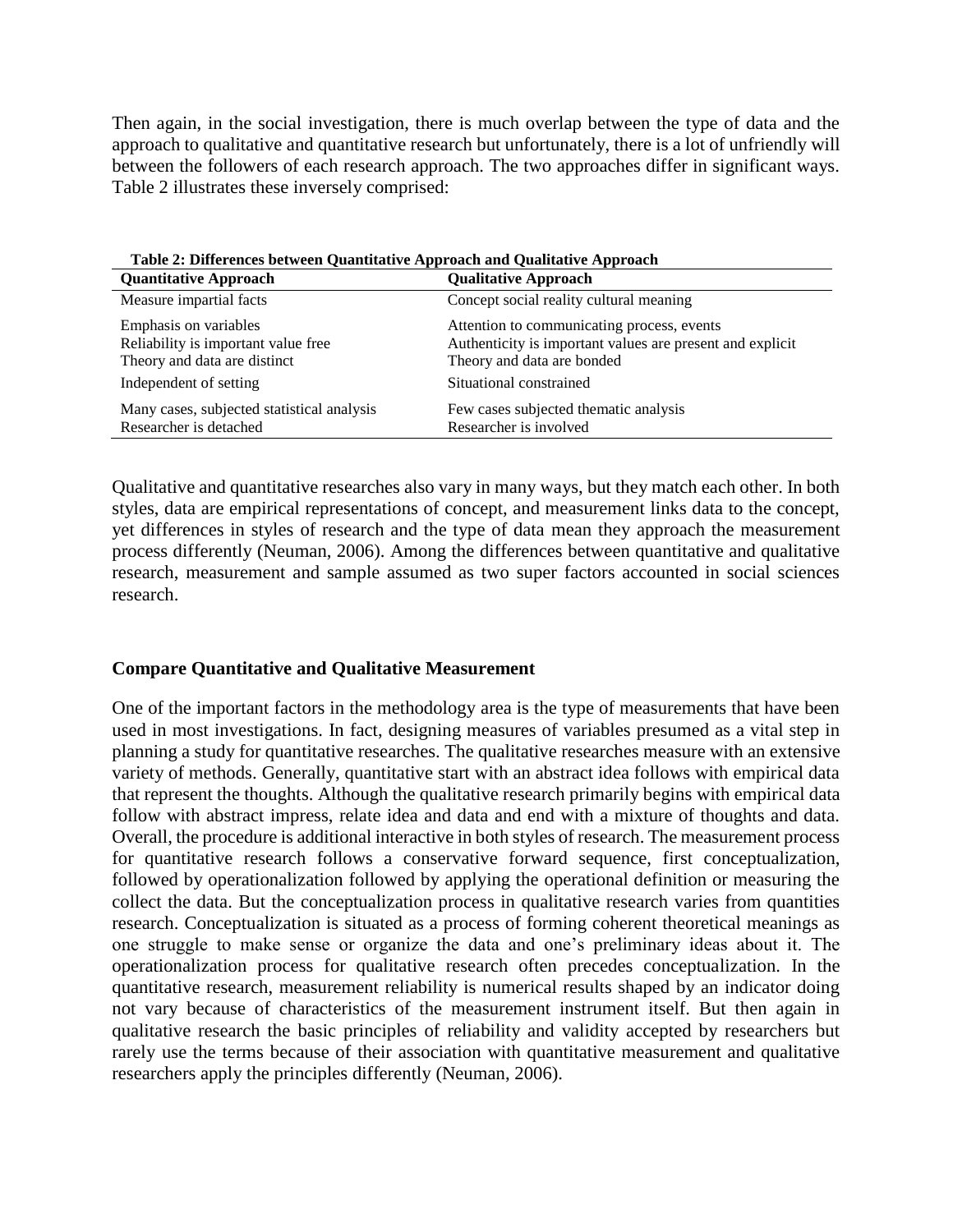Then again, in the social investigation, there is much overlap between the type of data and the approach to qualitative and quantitative research but unfortunately, there is a lot of unfriendly will between the followers of each research approach. The two approaches differ in significant ways. Table 2 illustrates these inversely comprised:

**Table 2: Differences between Quantitative Approach and Qualitative Approach**

| Quantitative Approach | Qualitative Approach |
| --- | --- |
| Measure impartial facts | Concept social reality cultural meaning |
| Emphasis on variables | Attention to communicating process, events |
| Reliability is important value free | Authenticity is important values are present and explicit |
| Theory and data are distinct | Theory and data are bonded |
| Independent of setting | Situational constrained |
| Many cases, subjected statistical analysis | Few cases subjected thematic analysis |
| Researcher is detached | Researcher is involved |

Qualitative and quantitative researches also vary in many ways, but they match each other. In both styles, data are empirical representations of concept, and measurement links data to the concept, yet differences in styles of research and the type of data mean they approach the measurement process differently (Neuman, 2006). Among the differences between quantitative and qualitative research, measurement and sample assumed as two super factors accounted in social sciences research.

## Compare Quantitative and Qualitative Measurement

One of the important factors in the methodology area is the type of measurements that have been used in most investigations. In fact, designing measures of variables presumed as a vital step in planning a study for quantitative researches. The qualitative researches measure with an extensive variety of methods. Generally, quantitative start with an abstract idea follows with empirical data that represent the thoughts. Although the qualitative research primarily begins with empirical data follow with abstract impress, relate idea and data and end with a mixture of thoughts and data. Overall, the procedure is additional interactive in both styles of research. The measurement process for quantitative research follows a conservative forward sequence, first conceptualization, followed by operationalization followed by applying the operational definition or measuring the collect the data. But the conceptualization process in qualitative research varies from quantities research. Conceptualization is situated as a process of forming coherent theoretical meanings as one struggle to make sense or organize the data and one's preliminary ideas about it. The operationalization process for qualitative research often precedes conceptualization. In the quantitative research, measurement reliability is numerical results shaped by an indicator doing not vary because of characteristics of the measurement instrument itself. But then again in qualitative research the basic principles of reliability and validity accepted by researchers but rarely use the terms because of their association with quantitative measurement and qualitative researchers apply the principles differently (Neuman, 2006).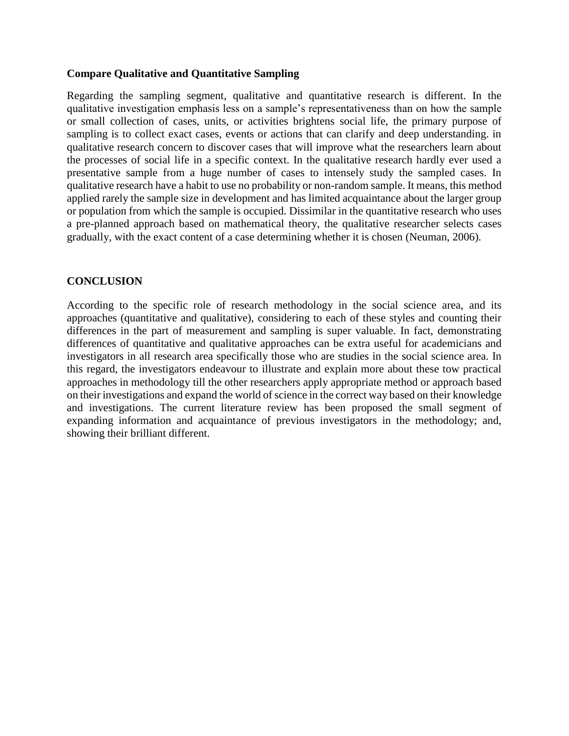**Compare Qualitative and Quantitative Sampling**

Regarding the sampling segment, qualitative and quantitative research is different. In the qualitative investigation emphasis less on a sample's representativeness than on how the sample or small collection of cases, units, or activities brightens social life, the primary purpose of sampling is to collect exact cases, events or actions that can clarify and deep understanding. in qualitative research concern to discover cases that will improve what the researchers learn about the processes of social life in a specific context. In the qualitative research hardly ever used a presentative sample from a huge number of cases to intensely study the sampled cases. In qualitative research have a habit to use no probability or non-random sample. It means, this method applied rarely the sample size in development and has limited acquaintance about the larger group or population from which the sample is occupied. Dissimilar in the quantitative research who uses a pre-planned approach based on mathematical theory, the qualitative researcher selects cases gradually, with the exact content of a case determining whether it is chosen (Neuman, 2006).

## CONCLUSION

According to the specific role of research methodology in the social science area, and its approaches (quantitative and qualitative), considering to each of these styles and counting their differences in the part of measurement and sampling is super valuable. In fact, demonstrating differences of quantitative and qualitative approaches can be extra useful for academicians and investigators in all research area specifically those who are studies in the social science area. In this regard, the investigators endeavour to illustrate and explain more about these tow practical approaches in methodology till the other researchers apply appropriate method or approach based on their investigations and expand the world of science in the correct way based on their knowledge and investigations. The current literature review has been proposed the small segment of expanding information and acquaintance of previous investigators in the methodology; and, showing their brilliant different.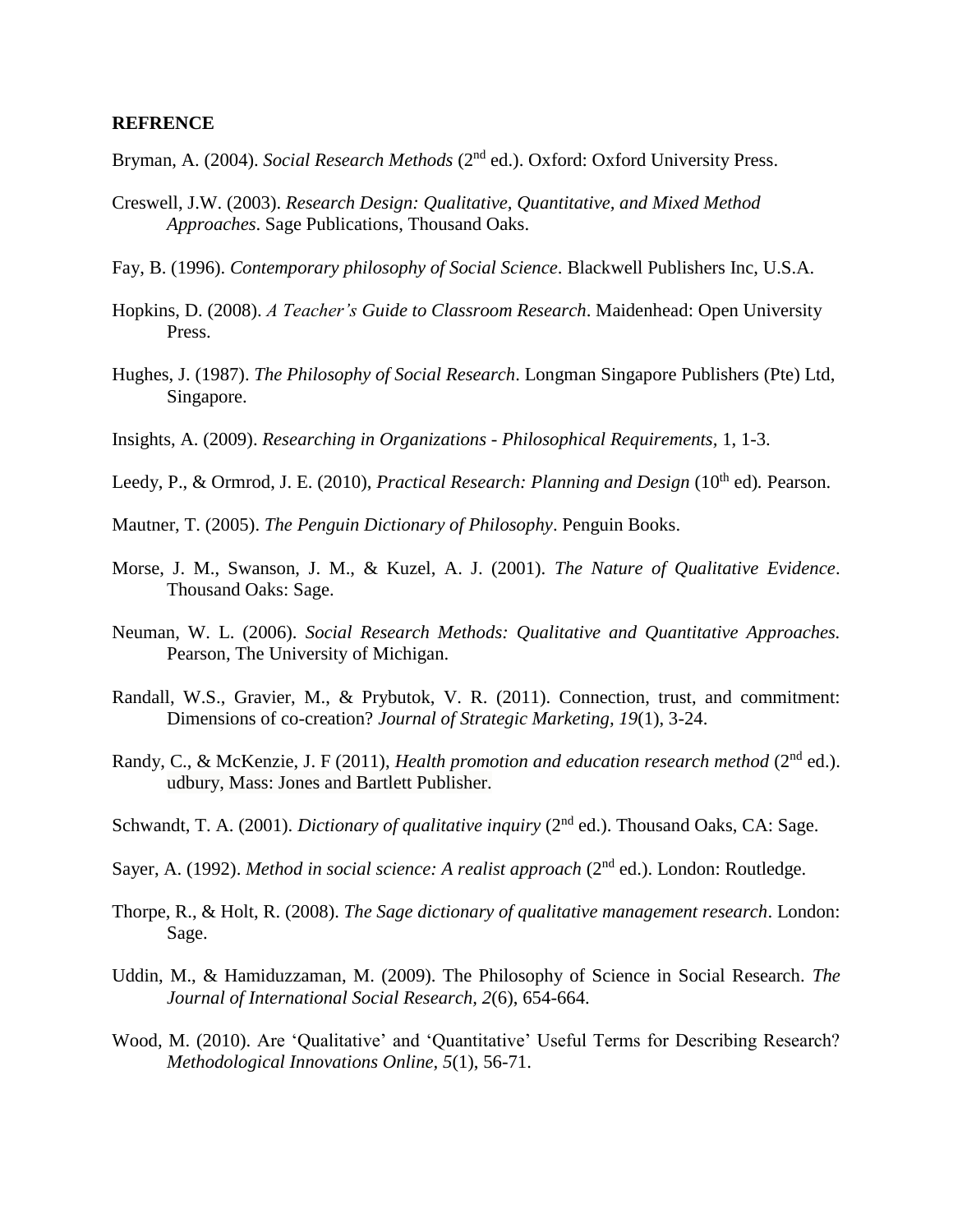**REFRENCE**

Bryman, A. (2004). *Social Research Methods* (2nd ed.). Oxford: Oxford University Press.

Creswell, J.W. (2003). *Research Design: Qualitative, Quantitative, and Mixed Method Approaches*. Sage Publications, Thousand Oaks.

Fay, B. (1996). *Contemporary philosophy of Social Science*. Blackwell Publishers Inc, U.S.A.

Hopkins, D. (2008). *A Teacher's Guide to Classroom Research*. Maidenhead: Open University Press.

Hughes, J. (1987). *The Philosophy of Social Research*. Longman Singapore Publishers (Pte) Ltd, Singapore.

Insights, A. (2009). *Researching in Organizations - Philosophical Requirements*, 1, 1-3.

Leedy, P., & Ormrod, J. E. (2010), *Practical Research: Planning and Design* (10th ed)*.* Pearson.

Mautner, T. (2005). *The Penguin Dictionary of Philosophy*. Penguin Books.

Morse, J. M., Swanson, J. M., & Kuzel, A. J. (2001). *The Nature of Qualitative Evidence*. Thousand Oaks: Sage.

Neuman, W. L. (2006). *Social Research Methods: Qualitative and Quantitative Approaches.* Pearson, The University of Michigan.

Randall, W.S., Gravier, M., & Prybutok, V. R. (2011). Connection, trust, and commitment: Dimensions of co-creation? *Journal of Strategic Marketing, 19*(1), 3-24.

Randy, C., & McKenzie, J. F (2011), *Health promotion and education research method* (2nd ed.). udbury, Mass: Jones and Bartlett Publisher.

Schwandt, T. A. (2001). *Dictionary of qualitative inquiry* (2nd ed.). Thousand Oaks, CA: Sage.

Sayer, A. (1992). *Method in social science: A realist approach* (2nd ed.). London: Routledge.

Thorpe, R., & Holt, R. (2008). *The Sage dictionary of qualitative management research*. London: Sage.

Uddin, M., & Hamiduzzaman, M. (2009). The Philosophy of Science in Social Research. *The Journal of International Social Research, 2*(6), 654-664.

Wood, M. (2010). Are 'Qualitative' and 'Quantitative' Useful Terms for Describing Research? *Methodological Innovations Online, 5*(1), 56-71.